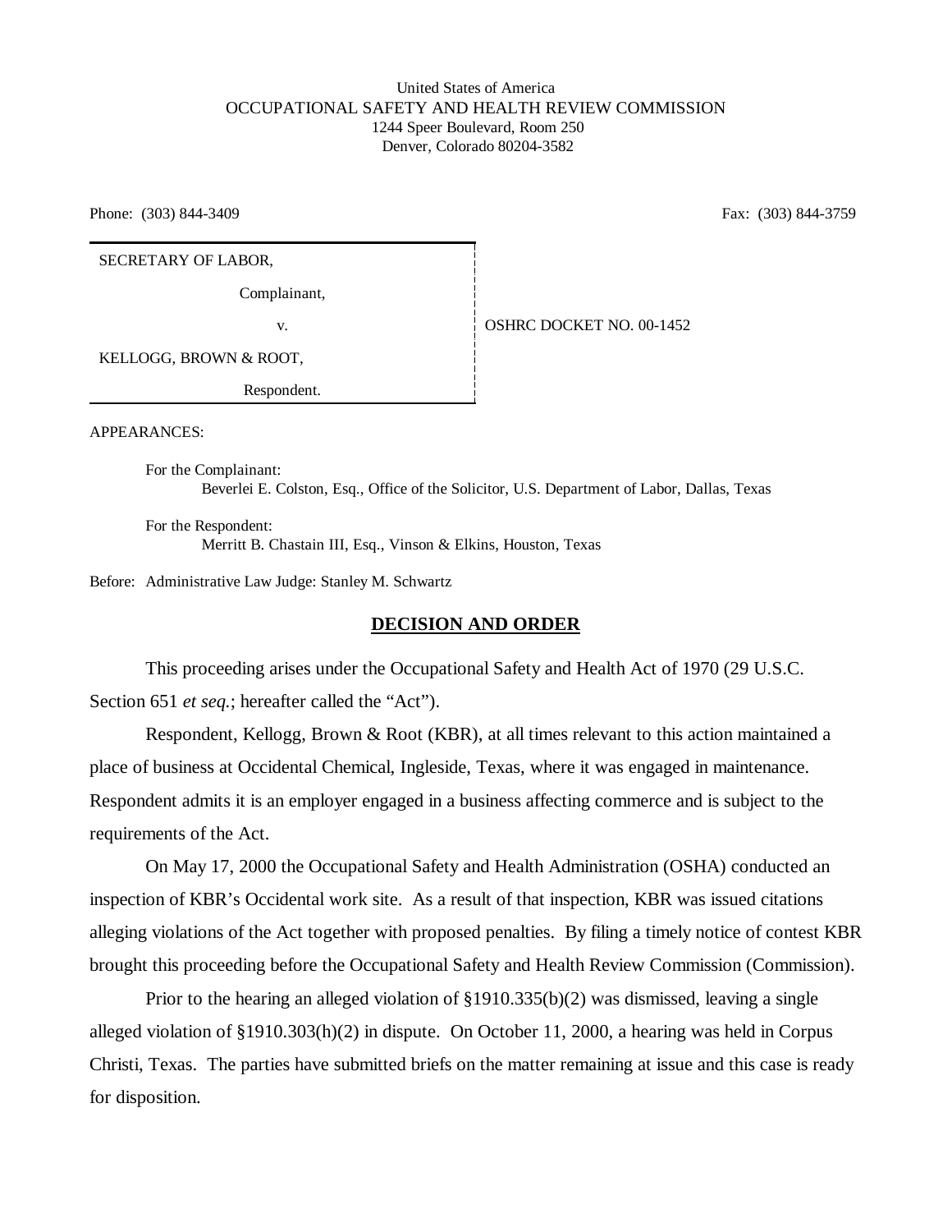United States of America
OCCUPATIONAL SAFETY AND HEALTH REVIEW COMMISSION
1244 Speer Boulevard, Room 250
Denver, Colorado 80204-3582

Phone: (303) 844-3409 Fax: (303) 844-3759

SECRETARY OF LABOR,

Complainant,

v. OSHRC DOCKET NO. 00-1452

KELLOGG, BROWN & ROOT,

Respondent.

APPEARANCES:

For the Complainant:
Beverlei E. Colston, Esq., Office of the Solicitor, U.S. Department of Labor, Dallas, Texas

For the Respondent:
Merritt B. Chastain III, Esq., Vinson & Elkins, Houston, Texas

Before: Administrative Law Judge: Stanley M. Schwartz

## DECISION AND ORDER

This proceeding arises under the Occupational Safety and Health Act of 1970 (29 U.S.C. Section 651 *et seq.*; hereafter called the "Act").

Respondent, Kellogg, Brown & Root (KBR), at all times relevant to this action maintained a place of business at Occidental Chemical, Ingleside, Texas, where it was engaged in maintenance. Respondent admits it is an employer engaged in a business affecting commerce and is subject to the requirements of the Act.

On May 17, 2000 the Occupational Safety and Health Administration (OSHA) conducted an inspection of KBR's Occidental work site. As a result of that inspection, KBR was issued citations alleging violations of the Act together with proposed penalties. By filing a timely notice of contest KBR brought this proceeding before the Occupational Safety and Health Review Commission (Commission).

Prior to the hearing an alleged violation of §1910.335(b)(2) was dismissed, leaving a single alleged violation of §1910.303(h)(2) in dispute. On October 11, 2000, a hearing was held in Corpus Christi, Texas. The parties have submitted briefs on the matter remaining at issue and this case is ready for disposition.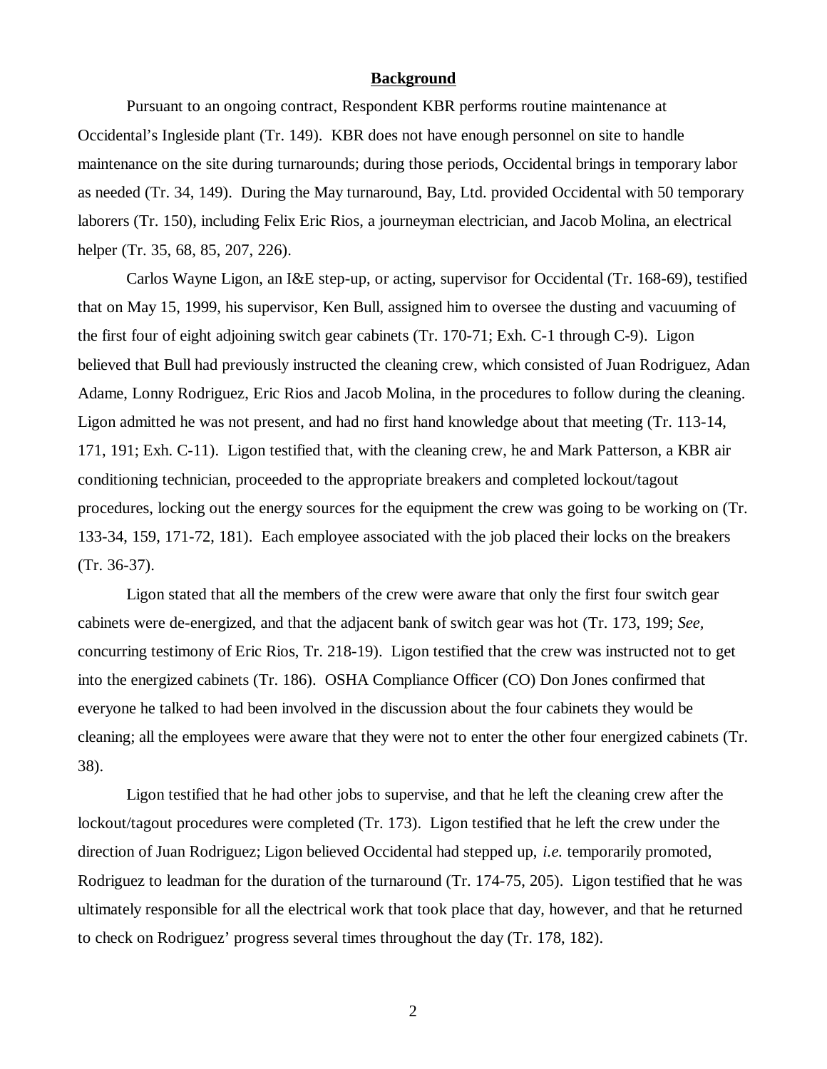## Background

Pursuant to an ongoing contract, Respondent KBR performs routine maintenance at Occidental's Ingleside plant (Tr. 149). KBR does not have enough personnel on site to handle maintenance on the site during turnarounds; during those periods, Occidental brings in temporary labor as needed (Tr. 34, 149). During the May turnaround, Bay, Ltd. provided Occidental with 50 temporary laborers (Tr. 150), including Felix Eric Rios, a journeyman electrician, and Jacob Molina, an electrical helper (Tr. 35, 68, 85, 207, 226).

Carlos Wayne Ligon, an I&E step-up, or acting, supervisor for Occidental (Tr. 168-69), testified that on May 15, 1999, his supervisor, Ken Bull, assigned him to oversee the dusting and vacuuming of the first four of eight adjoining switch gear cabinets (Tr. 170-71; Exh. C-1 through C-9). Ligon believed that Bull had previously instructed the cleaning crew, which consisted of Juan Rodriguez, Adan Adame, Lonny Rodriguez, Eric Rios and Jacob Molina, in the procedures to follow during the cleaning. Ligon admitted he was not present, and had no first hand knowledge about that meeting (Tr. 113-14, 171, 191; Exh. C-11). Ligon testified that, with the cleaning crew, he and Mark Patterson, a KBR air conditioning technician, proceeded to the appropriate breakers and completed lockout/tagout procedures, locking out the energy sources for the equipment the crew was going to be working on (Tr. 133-34, 159, 171-72, 181). Each employee associated with the job placed their locks on the breakers (Tr. 36-37).

Ligon stated that all the members of the crew were aware that only the first four switch gear cabinets were de-energized, and that the adjacent bank of switch gear was hot (Tr. 173, 199; *See*, concurring testimony of Eric Rios, Tr. 218-19). Ligon testified that the crew was instructed not to get into the energized cabinets (Tr. 186). OSHA Compliance Officer (CO) Don Jones confirmed that everyone he talked to had been involved in the discussion about the four cabinets they would be cleaning; all the employees were aware that they were not to enter the other four energized cabinets (Tr. 38).

Ligon testified that he had other jobs to supervise, and that he left the cleaning crew after the lockout/tagout procedures were completed (Tr. 173). Ligon testified that he left the crew under the direction of Juan Rodriguez; Ligon believed Occidental had stepped up, *i.e.* temporarily promoted, Rodriguez to leadman for the duration of the turnaround (Tr. 174-75, 205). Ligon testified that he was ultimately responsible for all the electrical work that took place that day, however, and that he returned to check on Rodriguez' progress several times throughout the day (Tr. 178, 182).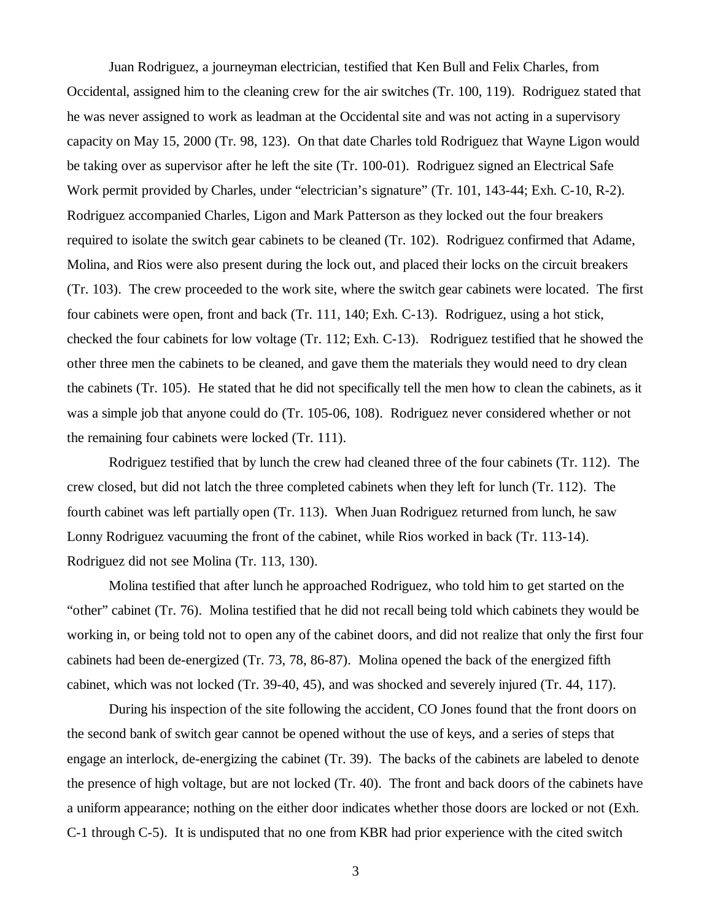Juan Rodriguez, a journeyman electrician, testified that Ken Bull and Felix Charles, from Occidental, assigned him to the cleaning crew for the air switches (Tr. 100, 119). Rodriguez stated that he was never assigned to work as leadman at the Occidental site and was not acting in a supervisory capacity on May 15, 2000 (Tr. 98, 123). On that date Charles told Rodriguez that Wayne Ligon would be taking over as supervisor after he left the site (Tr. 100-01). Rodriguez signed an Electrical Safe Work permit provided by Charles, under "electrician's signature" (Tr. 101, 143-44; Exh. C-10, R-2). Rodriguez accompanied Charles, Ligon and Mark Patterson as they locked out the four breakers required to isolate the switch gear cabinets to be cleaned (Tr. 102). Rodriguez confirmed that Adame, Molina, and Rios were also present during the lock out, and placed their locks on the circuit breakers (Tr. 103). The crew proceeded to the work site, where the switch gear cabinets were located. The first four cabinets were open, front and back (Tr. 111, 140; Exh. C-13). Rodriguez, using a hot stick, checked the four cabinets for low voltage (Tr. 112; Exh. C-13). Rodriguez testified that he showed the other three men the cabinets to be cleaned, and gave them the materials they would need to dry clean the cabinets (Tr. 105). He stated that he did not specifically tell the men how to clean the cabinets, as it was a simple job that anyone could do (Tr. 105-06, 108). Rodriguez never considered whether or not the remaining four cabinets were locked (Tr. 111).

Rodriguez testified that by lunch the crew had cleaned three of the four cabinets (Tr. 112). The crew closed, but did not latch the three completed cabinets when they left for lunch (Tr. 112). The fourth cabinet was left partially open (Tr. 113). When Juan Rodriguez returned from lunch, he saw Lonny Rodriguez vacuuming the front of the cabinet, while Rios worked in back (Tr. 113-14). Rodriguez did not see Molina (Tr. 113, 130).

Molina testified that after lunch he approached Rodriguez, who told him to get started on the "other" cabinet (Tr. 76). Molina testified that he did not recall being told which cabinets they would be working in, or being told not to open any of the cabinet doors, and did not realize that only the first four cabinets had been de-energized (Tr. 73, 78, 86-87). Molina opened the back of the energized fifth cabinet, which was not locked (Tr. 39-40, 45), and was shocked and severely injured (Tr. 44, 117).

During his inspection of the site following the accident, CO Jones found that the front doors on the second bank of switch gear cannot be opened without the use of keys, and a series of steps that engage an interlock, de-energizing the cabinet (Tr. 39). The backs of the cabinets are labeled to denote the presence of high voltage, but are not locked (Tr. 40). The front and back doors of the cabinets have a uniform appearance; nothing on the either door indicates whether those doors are locked or not (Exh. C-1 through C-5). It is undisputed that no one from KBR had prior experience with the cited switch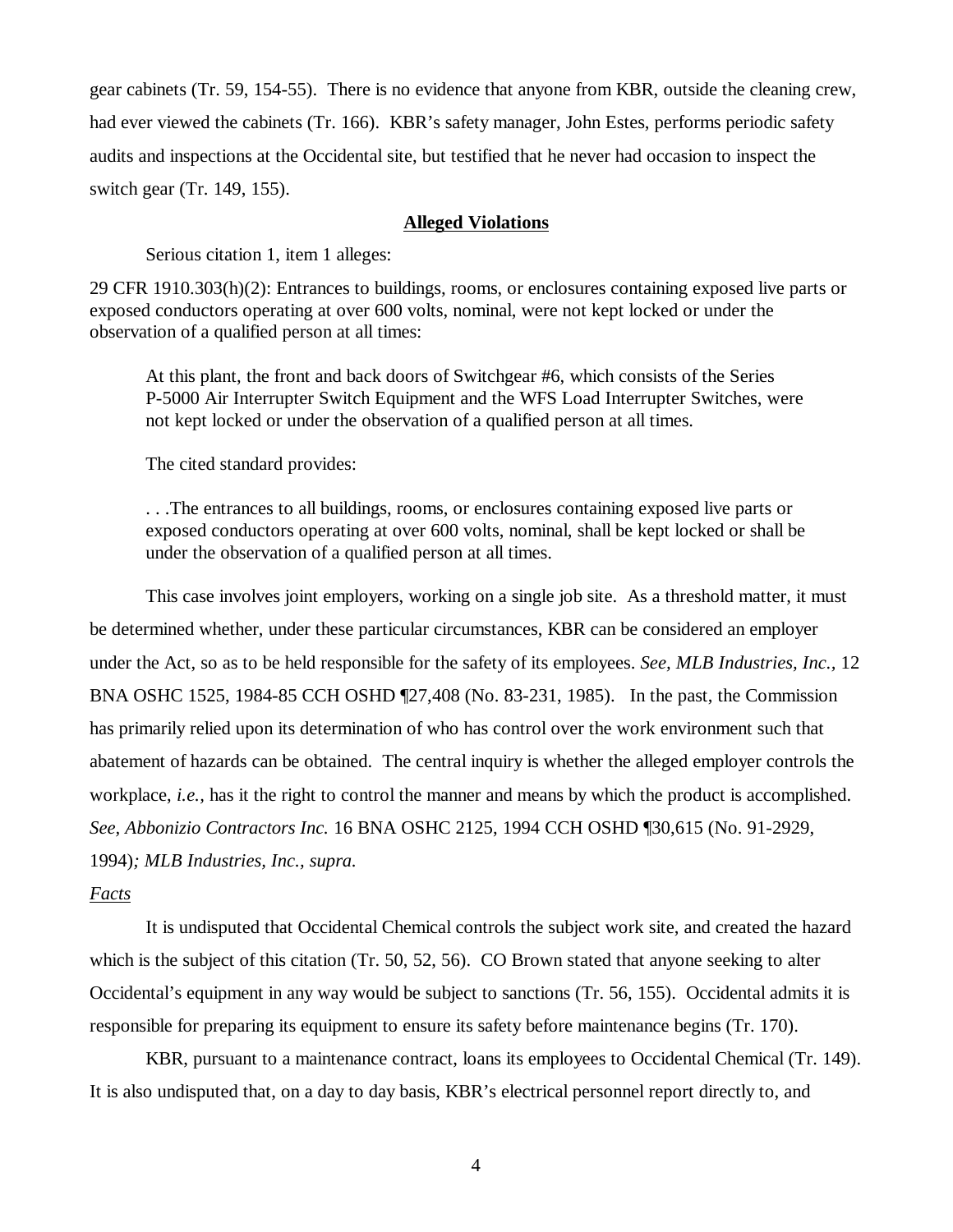gear cabinets (Tr. 59, 154-55). There is no evidence that anyone from KBR, outside the cleaning crew, had ever viewed the cabinets (Tr. 166). KBR's safety manager, John Estes, performs periodic safety audits and inspections at the Occidental site, but testified that he never had occasion to inspect the switch gear (Tr. 149, 155).

**Alleged Violations**

Serious citation 1, item 1 alleges:

29 CFR 1910.303(h)(2): Entrances to buildings, rooms, or enclosures containing exposed live parts or exposed conductors operating at over 600 volts, nominal, were not kept locked or under the observation of a qualified person at all times:

> At this plant, the front and back doors of Switchgear #6, which consists of the Series P-5000 Air Interrupter Switch Equipment and the WFS Load Interrupter Switches, were not kept locked or under the observation of a qualified person at all times.

The cited standard provides:

> . . .The entrances to all buildings, rooms, or enclosures containing exposed live parts or exposed conductors operating at over 600 volts, nominal, shall be kept locked or shall be under the observation of a qualified person at all times.

This case involves joint employers, working on a single job site. As a threshold matter, it must be determined whether, under these particular circumstances, KBR can be considered an employer under the Act, so as to be held responsible for the safety of its employees. *See, MLB Industries, Inc.*, 12 BNA OSHC 1525, 1984-85 CCH OSHD ¶27,408 (No. 83-231, 1985). In the past, the Commission has primarily relied upon its determination of who has control over the work environment such that abatement of hazards can be obtained. The central inquiry is whether the alleged employer controls the workplace, *i.e.*, has it the right to control the manner and means by which the product is accomplished. *See, Abbonizio Contractors Inc.* 16 BNA OSHC 2125, 1994 CCH OSHD ¶30,615 (No. 91-2929, 1994)*; MLB Industries, Inc., supra.*

*Facts*

It is undisputed that Occidental Chemical controls the subject work site, and created the hazard which is the subject of this citation (Tr. 50, 52, 56). CO Brown stated that anyone seeking to alter Occidental's equipment in any way would be subject to sanctions (Tr. 56, 155). Occidental admits it is responsible for preparing its equipment to ensure its safety before maintenance begins (Tr. 170).

KBR, pursuant to a maintenance contract, loans its employees to Occidental Chemical (Tr. 149). It is also undisputed that, on a day to day basis, KBR's electrical personnel report directly to, and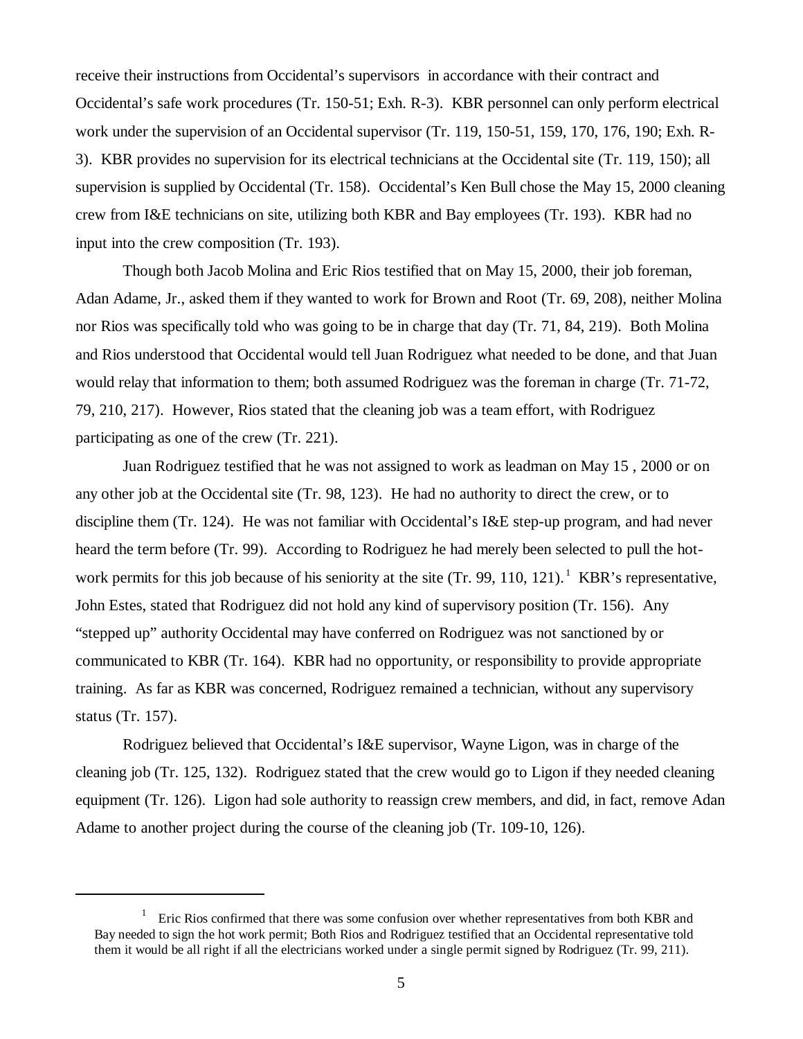receive their instructions from Occidental's supervisors in accordance with their contract and Occidental's safe work procedures (Tr. 150-51; Exh. R-3). KBR personnel can only perform electrical work under the supervision of an Occidental supervisor (Tr. 119, 150-51, 159, 170, 176, 190; Exh. R-3). KBR provides no supervision for its electrical technicians at the Occidental site (Tr. 119, 150); all supervision is supplied by Occidental (Tr. 158). Occidental's Ken Bull chose the May 15, 2000 cleaning crew from I&E technicians on site, utilizing both KBR and Bay employees (Tr. 193). KBR had no input into the crew composition (Tr. 193).

Though both Jacob Molina and Eric Rios testified that on May 15, 2000, their job foreman, Adan Adame, Jr., asked them if they wanted to work for Brown and Root (Tr. 69, 208), neither Molina nor Rios was specifically told who was going to be in charge that day (Tr. 71, 84, 219). Both Molina and Rios understood that Occidental would tell Juan Rodriguez what needed to be done, and that Juan would relay that information to them; both assumed Rodriguez was the foreman in charge (Tr. 71-72, 79, 210, 217). However, Rios stated that the cleaning job was a team effort, with Rodriguez participating as one of the crew (Tr. 221).

Juan Rodriguez testified that he was not assigned to work as leadman on May 15 , 2000 or on any other job at the Occidental site (Tr. 98, 123). He had no authority to direct the crew, or to discipline them (Tr. 124). He was not familiar with Occidental's I&E step-up program, and had never heard the term before (Tr. 99). According to Rodriguez he had merely been selected to pull the hot-work permits for this job because of his seniority at the site (Tr. 99, 110, 121).[1] KBR's representative, John Estes, stated that Rodriguez did not hold any kind of supervisory position (Tr. 156). Any "stepped up" authority Occidental may have conferred on Rodriguez was not sanctioned by or communicated to KBR (Tr. 164). KBR had no opportunity, or responsibility to provide appropriate training. As far as KBR was concerned, Rodriguez remained a technician, without any supervisory status (Tr. 157).

Rodriguez believed that Occidental's I&E supervisor, Wayne Ligon, was in charge of the cleaning job (Tr. 125, 132). Rodriguez stated that the crew would go to Ligon if they needed cleaning equipment (Tr. 126). Ligon had sole authority to reassign crew members, and did, in fact, remove Adan Adame to another project during the course of the cleaning job (Tr. 109-10, 126).

---

[1] Eric Rios confirmed that there was some confusion over whether representatives from both KBR and Bay needed to sign the hot work permit; Both Rios and Rodriguez testified that an Occidental representative told them it would be all right if all the electricians worked under a single permit signed by Rodriguez (Tr. 99, 211).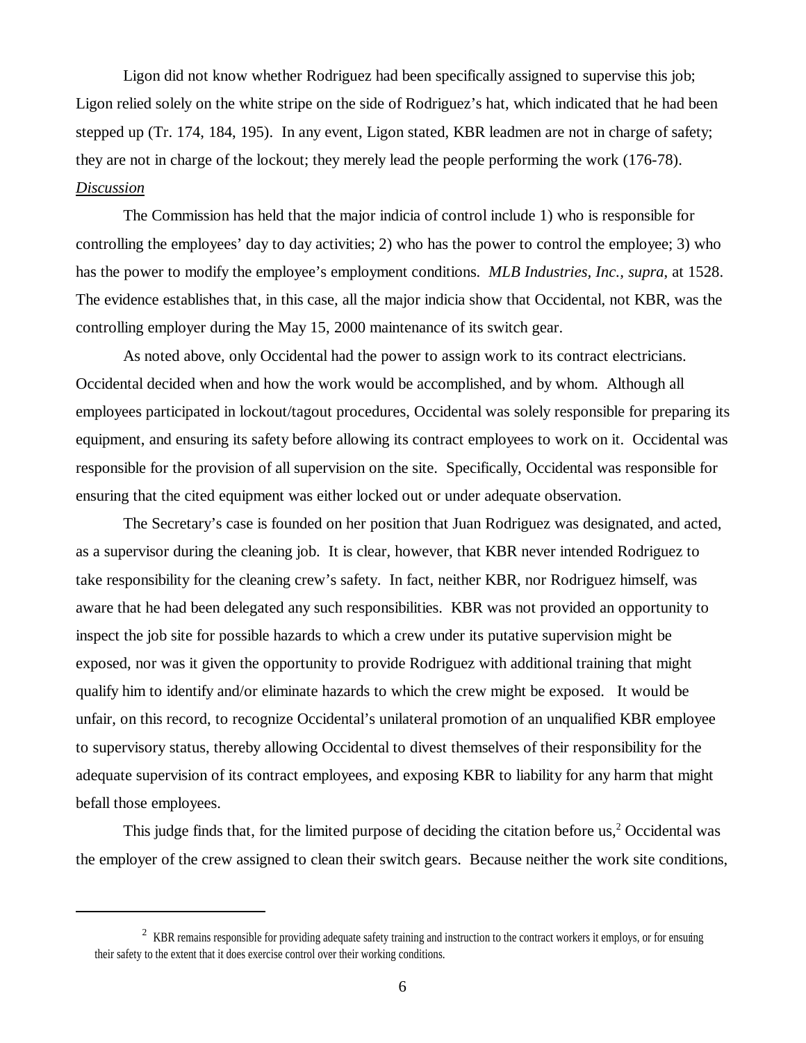Ligon did not know whether Rodriguez had been specifically assigned to supervise this job; Ligon relied solely on the white stripe on the side of Rodriguez's hat, which indicated that he had been stepped up (Tr. 174, 184, 195). In any event, Ligon stated, KBR leadmen are not in charge of safety; they are not in charge of the lockout; they merely lead the people performing the work (176-78).

*Discussion*

The Commission has held that the major indicia of control include 1) who is responsible for controlling the employees' day to day activities; 2) who has the power to control the employee; 3) who has the power to modify the employee's employment conditions. *MLB Industries, Inc., supra*, at 1528. The evidence establishes that, in this case, all the major indicia show that Occidental, not KBR, was the controlling employer during the May 15, 2000 maintenance of its switch gear.

As noted above, only Occidental had the power to assign work to its contract electricians. Occidental decided when and how the work would be accomplished, and by whom. Although all employees participated in lockout/tagout procedures, Occidental was solely responsible for preparing its equipment, and ensuring its safety before allowing its contract employees to work on it. Occidental was responsible for the provision of all supervision on the site. Specifically, Occidental was responsible for ensuring that the cited equipment was either locked out or under adequate observation.

The Secretary's case is founded on her position that Juan Rodriguez was designated, and acted, as a supervisor during the cleaning job. It is clear, however, that KBR never intended Rodriguez to take responsibility for the cleaning crew's safety. In fact, neither KBR, nor Rodriguez himself, was aware that he had been delegated any such responsibilities. KBR was not provided an opportunity to inspect the job site for possible hazards to which a crew under its putative supervision might be exposed, nor was it given the opportunity to provide Rodriguez with additional training that might qualify him to identify and/or eliminate hazards to which the crew might be exposed. It would be unfair, on this record, to recognize Occidental's unilateral promotion of an unqualified KBR employee to supervisory status, thereby allowing Occidental to divest themselves of their responsibility for the adequate supervision of its contract employees, and exposing KBR to liability for any harm that might befall those employees.

This judge finds that, for the limited purpose of deciding the citation before us,[2] Occidental was the employer of the crew assigned to clean their switch gears. Because neither the work site conditions,

---

[2] KBR remains responsible for providing adequate safety training and instruction to the contract workers it employs, or for ensuring their safety to the extent that it does exercise control over their working conditions.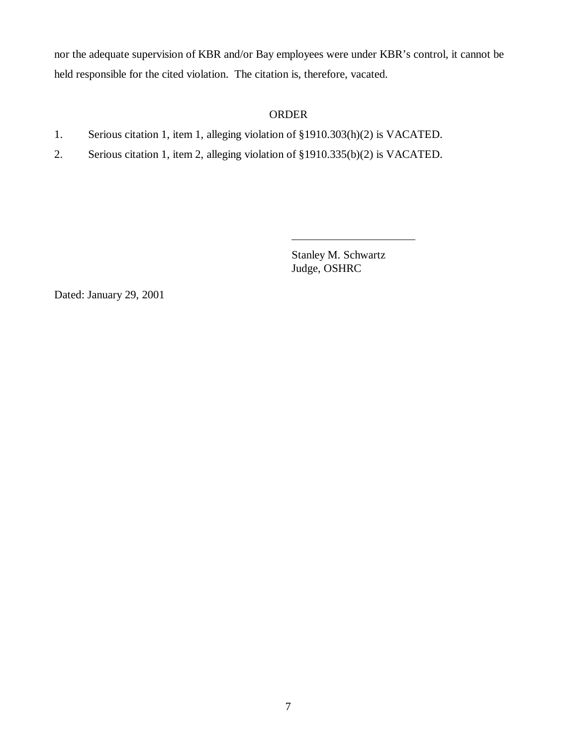nor the adequate supervision of KBR and/or Bay employees were under KBR's control, it cannot be held responsible for the cited violation. The citation is, therefore, vacated.

## ORDER

1. Serious citation 1, item 1, alleging violation of §1910.303(h)(2) is VACATED.
2. Serious citation 1, item 2, alleging violation of §1910.335(b)(2) is VACATED.

Stanley M. Schwartz
Judge, OSHRC

Dated: January 29, 2001